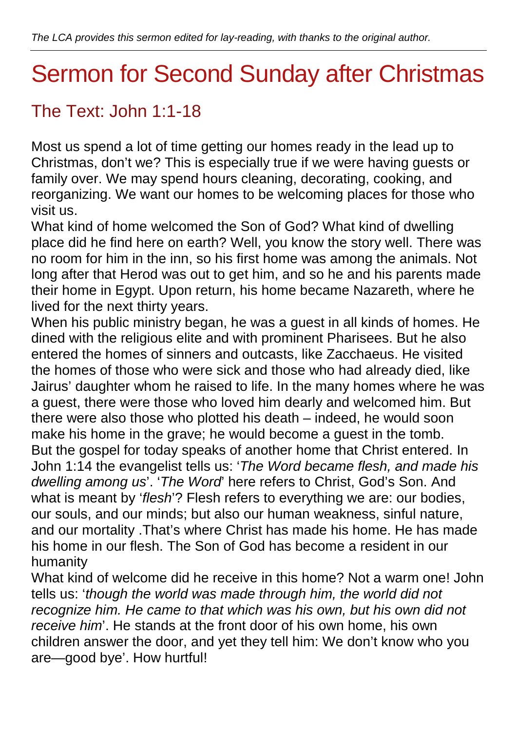*The LCA provides this sermon edited for lay-reading, with thanks to the original author.*

# Sermon for Second Sunday after Christmas

## The Text: John 1:1-18

Most us spend a lot of time getting our homes ready in the lead up to Christmas, don't we? This is especially true if we were having guests or family over. We may spend hours cleaning, decorating, cooking, and reorganizing. We want our homes to be welcoming places for those who visit us.

What kind of home welcomed the Son of God? What kind of dwelling place did he find here on earth? Well, you know the story well. There was no room for him in the inn, so his first home was among the animals. Not long after that Herod was out to get him, and so he and his parents made their home in Egypt. Upon return, his home became Nazareth, where he lived for the next thirty years.

When his public ministry began, he was a guest in all kinds of homes. He dined with the religious elite and with prominent Pharisees. But he also entered the homes of sinners and outcasts, like Zacchaeus. He visited the homes of those who were sick and those who had already died, like Jairus' daughter whom he raised to life. In the many homes where he was a guest, there were those who loved him dearly and welcomed him. But there were also those who plotted his death – indeed, he would soon make his home in the grave; he would become a guest in the tomb.

But the gospel for today speaks of another home that Christ entered. In John 1:14 the evangelist tells us: '*The Word became flesh, and made his dwelling among us*'. '*The Word*' here refers to Christ, God's Son. And what is meant by '*flesh*'? Flesh refers to everything we are: our bodies, our souls, and our minds; but also our human weakness, sinful nature, and our mortality .That's where Christ has made his home. He has made his home in our flesh. The Son of God has become a resident in our humanity

What kind of welcome did he receive in this home? Not a warm one! John tells us: '*though the world was made through him, the world did not recognize him. He came to that which was his own, but his own did not receive him*'. He stands at the front door of his own home, his own children answer the door, and yet they tell him: We don't know who you are—good bye'. How hurtful!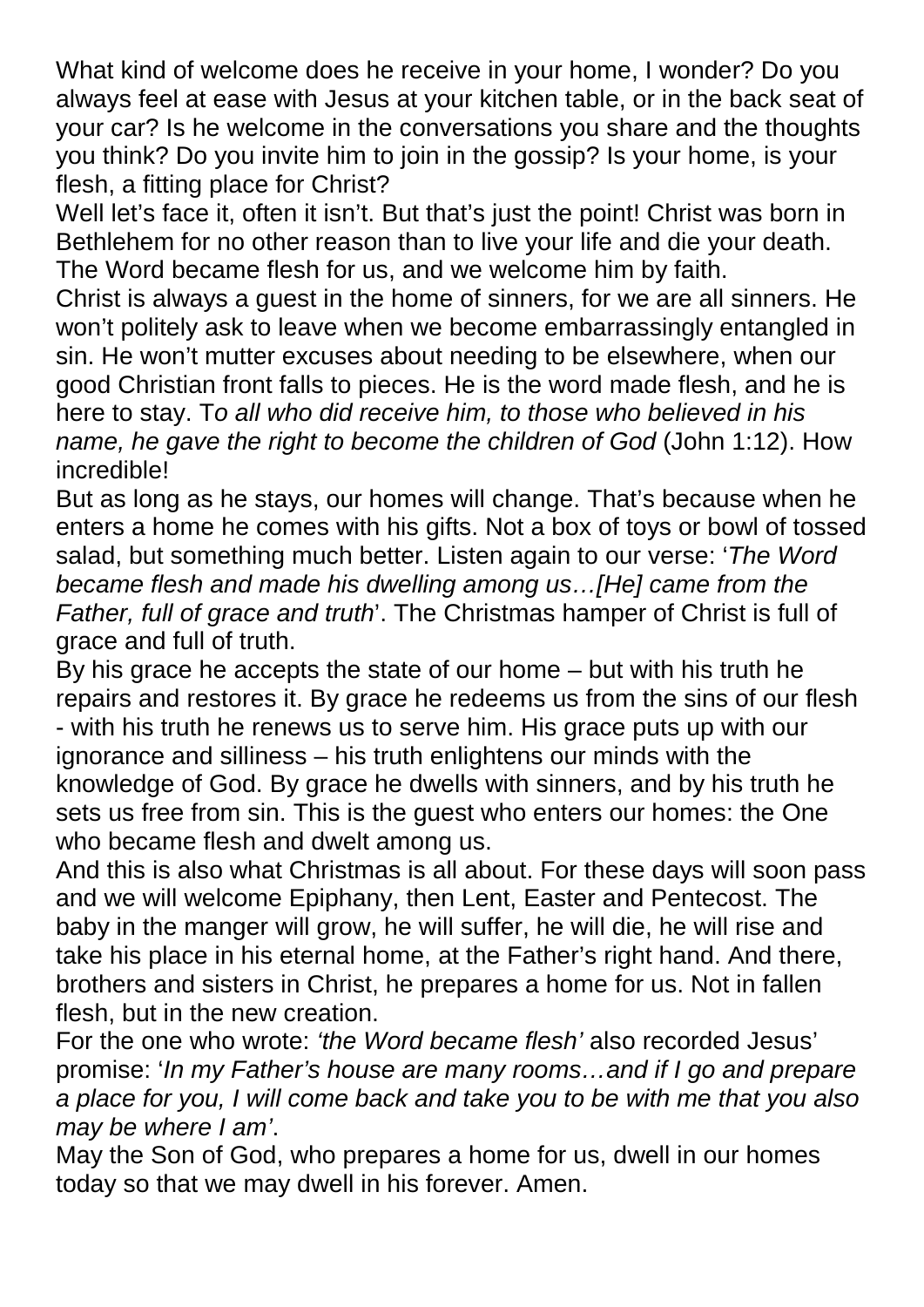What kind of welcome does he receive in your home, I wonder? Do you always feel at ease with Jesus at your kitchen table, or in the back seat of your car? Is he welcome in the conversations you share and the thoughts you think? Do you invite him to join in the gossip? Is your home, is your flesh, a fitting place for Christ?

Well let's face it, often it isn't. But that's just the point! Christ was born in Bethlehem for no other reason than to live your life and die your death. The Word became flesh for us, and we welcome him by faith.

Christ is always a guest in the home of sinners, for we are all sinners. He won't politely ask to leave when we become embarrassingly entangled in sin. He won't mutter excuses about needing to be elsewhere, when our good Christian front falls to pieces. He is the word made flesh, and he is here to stay. T*o all who did receive him, to those who believed in his name, he gave the right to become the children of God* (John 1:12). How incredible!

But as long as he stays, our homes will change. That's because when he enters a home he comes with his gifts. Not a box of toys or bowl of tossed salad, but something much better. Listen again to our verse: '*The Word became flesh and made his dwelling among us…[He] came from the Father, full of grace and truth*'. The Christmas hamper of Christ is full of grace and full of truth.

By his grace he accepts the state of our home – but with his truth he repairs and restores it. By grace he redeems us from the sins of our flesh - with his truth he renews us to serve him. His grace puts up with our ignorance and silliness – his truth enlightens our minds with the knowledge of God. By grace he dwells with sinners, and by his truth he sets us free from sin. This is the guest who enters our homes: the One who became flesh and dwelt among us.

And this is also what Christmas is all about. For these days will soon pass and we will welcome Epiphany, then Lent, Easter and Pentecost. The baby in the manger will grow, he will suffer, he will die, he will rise and take his place in his eternal home, at the Father's right hand. And there, brothers and sisters in Christ, he prepares a home for us. Not in fallen flesh, but in the new creation.

For the one who wrote: *'the Word became flesh'* also recorded Jesus' promise: '*In my Father's house are many rooms…and if I go and prepare a place for you, I will come back and take you to be with me that you also may be where I am'*.

May the Son of God, who prepares a home for us, dwell in our homes today so that we may dwell in his forever. Amen.